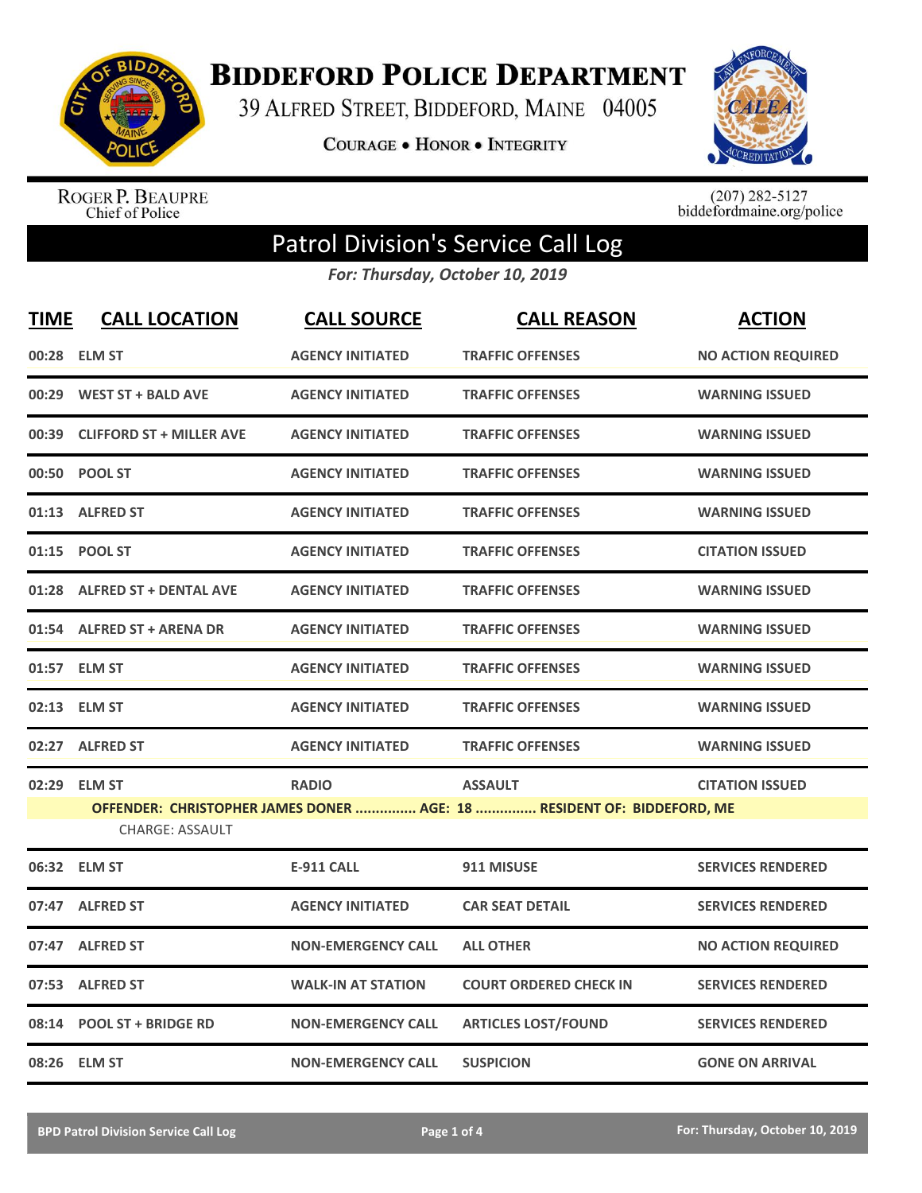# Biddeford Police Department

39 Alfred Street, Biddeford, Maine 04005

Courage • Honor • Integrity

Roger P. Beaupre
Chief of Police

(207) 282-5127
biddefordmaine.org/police

## Patrol Division's Service Call Log

*For: Thursday, October 10, 2019*

| TIME | CALL LOCATION | CALL SOURCE | CALL REASON | ACTION |
|---|---|---|---|---|
| 00:28 | ELM ST | AGENCY INITIATED | TRAFFIC OFFENSES | NO ACTION REQUIRED |
| 00:29 | WEST ST + BALD AVE | AGENCY INITIATED | TRAFFIC OFFENSES | WARNING ISSUED |
| 00:39 | CLIFFORD ST + MILLER AVE | AGENCY INITIATED | TRAFFIC OFFENSES | WARNING ISSUED |
| 00:50 | POOL ST | AGENCY INITIATED | TRAFFIC OFFENSES | WARNING ISSUED |
| 01:13 | ALFRED ST | AGENCY INITIATED | TRAFFIC OFFENSES | WARNING ISSUED |
| 01:15 | POOL ST | AGENCY INITIATED | TRAFFIC OFFENSES | CITATION ISSUED |
| 01:28 | ALFRED ST + DENTAL AVE | AGENCY INITIATED | TRAFFIC OFFENSES | WARNING ISSUED |
| 01:54 | ALFRED ST + ARENA DR | AGENCY INITIATED | TRAFFIC OFFENSES | WARNING ISSUED |
| 01:57 | ELM ST | AGENCY INITIATED | TRAFFIC OFFENSES | WARNING ISSUED |
| 02:13 | ELM ST | AGENCY INITIATED | TRAFFIC OFFENSES | WARNING ISSUED |
| 02:27 | ALFRED ST | AGENCY INITIATED | TRAFFIC OFFENSES | WARNING ISSUED |
| 02:29 | ELM ST | RADIO | ASSAULT | CITATION ISSUED |
| | OFFENDER: CHRISTOPHER JAMES DONER ............... AGE: 18 ............... RESIDENT OF: BIDDEFORD, ME<br>CHARGE: ASSAULT | | | |
| 06:32 | ELM ST | E-911 CALL | 911 MISUSE | SERVICES RENDERED |
| 07:47 | ALFRED ST | AGENCY INITIATED | CAR SEAT DETAIL | SERVICES RENDERED |
| 07:47 | ALFRED ST | NON-EMERGENCY CALL | ALL OTHER | NO ACTION REQUIRED |
| 07:53 | ALFRED ST | WALK-IN AT STATION | COURT ORDERED CHECK IN | SERVICES RENDERED |
| 08:14 | POOL ST + BRIDGE RD | NON-EMERGENCY CALL | ARTICLES LOST/FOUND | SERVICES RENDERED |
| 08:26 | ELM ST | NON-EMERGENCY CALL | SUSPICION | GONE ON ARRIVAL |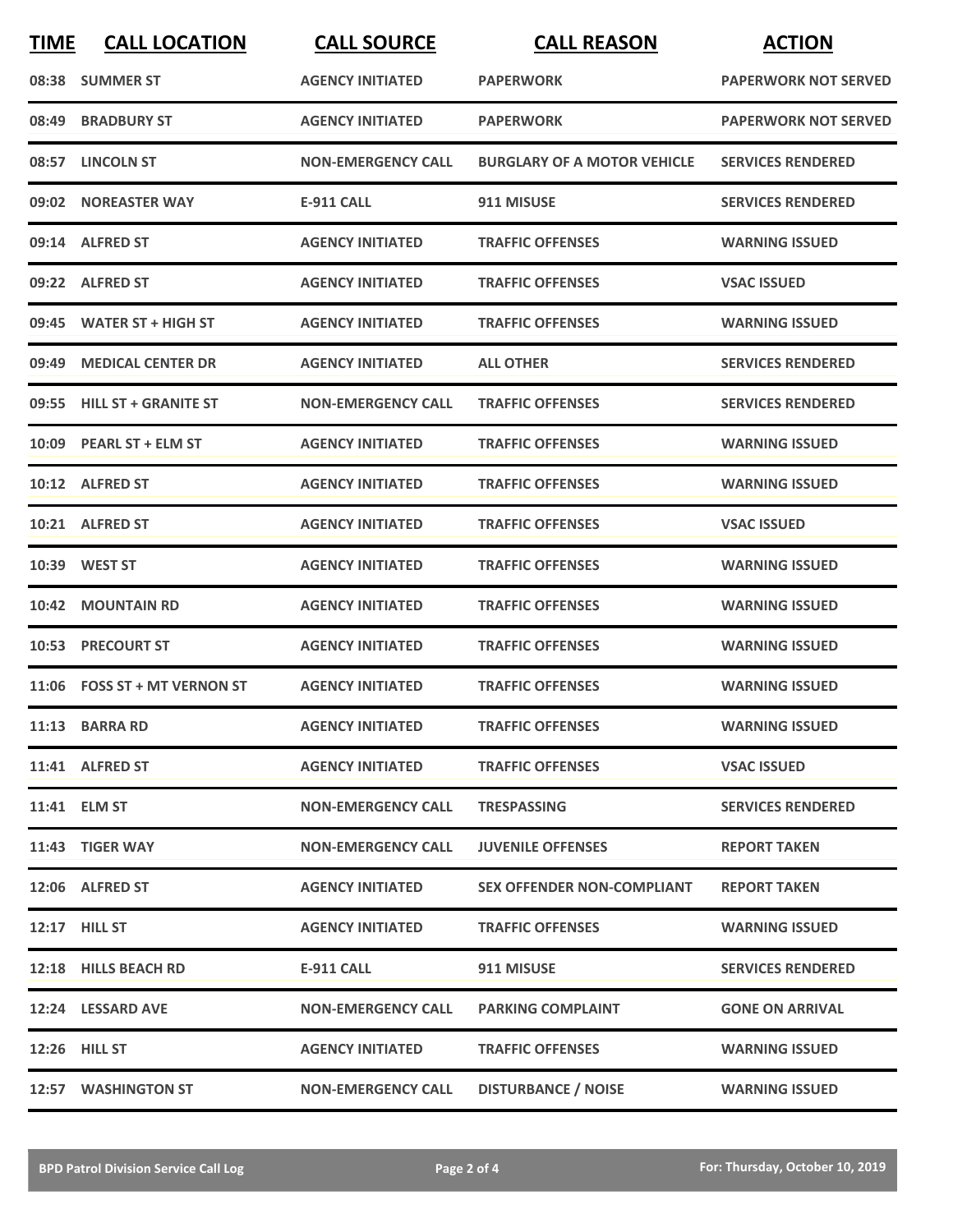| TIME | CALL LOCATION | CALL SOURCE | CALL REASON | ACTION |
| --- | --- | --- | --- | --- |
| 08:38 | SUMMER ST | AGENCY INITIATED | PAPERWORK | PAPERWORK NOT SERVED |
| 08:49 | BRADBURY ST | AGENCY INITIATED | PAPERWORK | PAPERWORK NOT SERVED |
| 08:57 | LINCOLN ST | NON-EMERGENCY CALL | BURGLARY OF A MOTOR VEHICLE | SERVICES RENDERED |
| 09:02 | NOREASTER WAY | E-911 CALL | 911 MISUSE | SERVICES RENDERED |
| 09:14 | ALFRED ST | AGENCY INITIATED | TRAFFIC OFFENSES | WARNING ISSUED |
| 09:22 | ALFRED ST | AGENCY INITIATED | TRAFFIC OFFENSES | VSAC ISSUED |
| 09:45 | WATER ST + HIGH ST | AGENCY INITIATED | TRAFFIC OFFENSES | WARNING ISSUED |
| 09:49 | MEDICAL CENTER DR | AGENCY INITIATED | ALL OTHER | SERVICES RENDERED |
| 09:55 | HILL ST + GRANITE ST | NON-EMERGENCY CALL | TRAFFIC OFFENSES | SERVICES RENDERED |
| 10:09 | PEARL ST + ELM ST | AGENCY INITIATED | TRAFFIC OFFENSES | WARNING ISSUED |
| 10:12 | ALFRED ST | AGENCY INITIATED | TRAFFIC OFFENSES | WARNING ISSUED |
| 10:21 | ALFRED ST | AGENCY INITIATED | TRAFFIC OFFENSES | VSAC ISSUED |
| 10:39 | WEST ST | AGENCY INITIATED | TRAFFIC OFFENSES | WARNING ISSUED |
| 10:42 | MOUNTAIN RD | AGENCY INITIATED | TRAFFIC OFFENSES | WARNING ISSUED |
| 10:53 | PRECOURT ST | AGENCY INITIATED | TRAFFIC OFFENSES | WARNING ISSUED |
| 11:06 | FOSS ST + MT VERNON ST | AGENCY INITIATED | TRAFFIC OFFENSES | WARNING ISSUED |
| 11:13 | BARRA RD | AGENCY INITIATED | TRAFFIC OFFENSES | WARNING ISSUED |
| 11:41 | ALFRED ST | AGENCY INITIATED | TRAFFIC OFFENSES | VSAC ISSUED |
| 11:41 | ELM ST | NON-EMERGENCY CALL | TRESPASSING | SERVICES RENDERED |
| 11:43 | TIGER WAY | NON-EMERGENCY CALL | JUVENILE OFFENSES | REPORT TAKEN |
| 12:06 | ALFRED ST | AGENCY INITIATED | SEX OFFENDER NON-COMPLIANT | REPORT TAKEN |
| 12:17 | HILL ST | AGENCY INITIATED | TRAFFIC OFFENSES | WARNING ISSUED |
| 12:18 | HILLS BEACH RD | E-911 CALL | 911 MISUSE | SERVICES RENDERED |
| 12:24 | LESSARD AVE | NON-EMERGENCY CALL | PARKING COMPLAINT | GONE ON ARRIVAL |
| 12:26 | HILL ST | AGENCY INITIATED | TRAFFIC OFFENSES | WARNING ISSUED |
| 12:57 | WASHINGTON ST | NON-EMERGENCY CALL | DISTURBANCE / NOISE | WARNING ISSUED |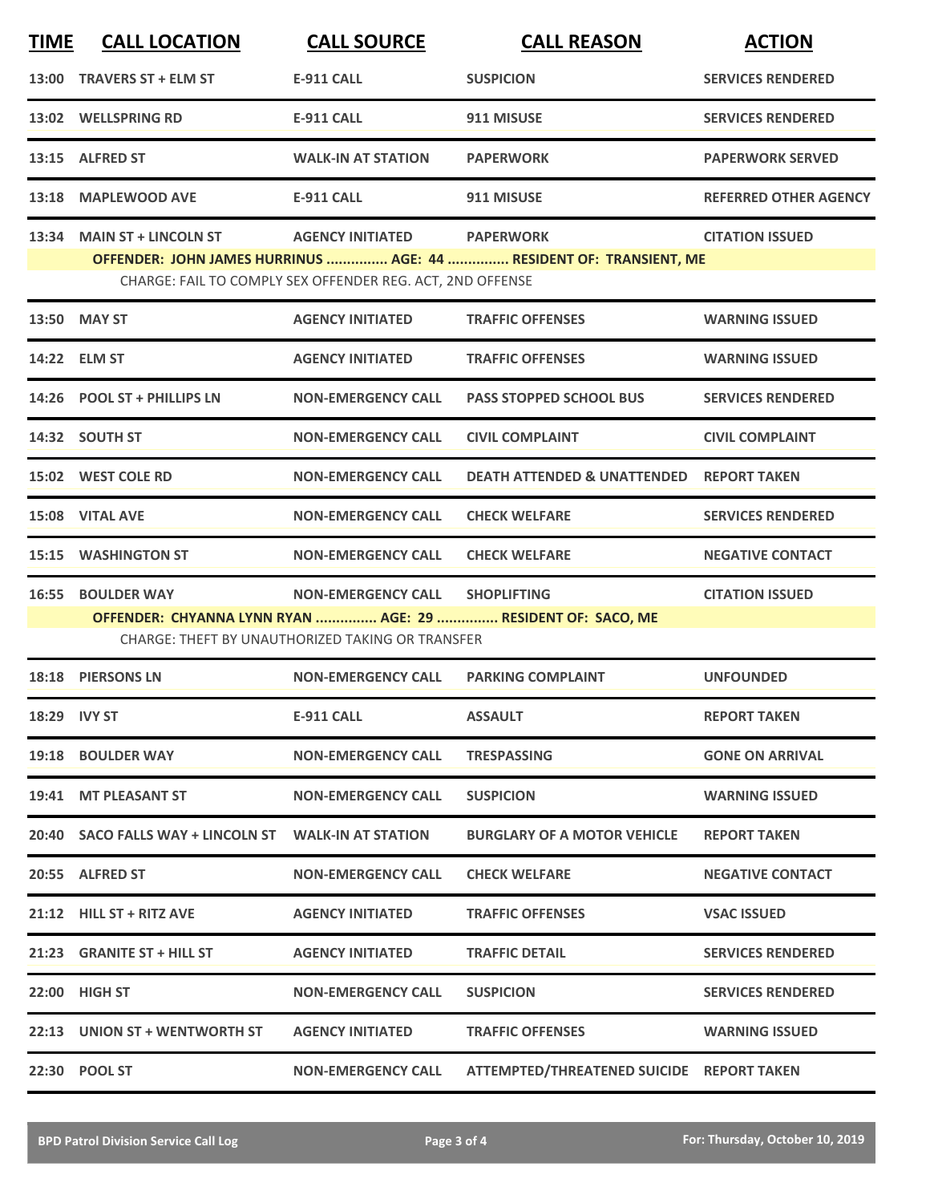| TIME | CALL LOCATION | CALL SOURCE | CALL REASON | ACTION |
| --- | --- | --- | --- | --- |
| 13:00 | TRAVERS ST + ELM ST | E-911 CALL | SUSPICION | SERVICES RENDERED |
| 13:02 | WELLSPRING RD | E-911 CALL | 911 MISUSE | SERVICES RENDERED |
| 13:15 | ALFRED ST | WALK-IN AT STATION | PAPERWORK | PAPERWORK SERVED |
| 13:18 | MAPLEWOOD AVE | E-911 CALL | 911 MISUSE | REFERRED OTHER AGENCY |
| 13:34 | MAIN ST + LINCOLN ST | AGENCY INITIATED | PAPERWORK | CITATION ISSUED |
| | **OFFENDER: JOHN JAMES HURRINUS ............... AGE: 44 ............... RESIDENT OF: TRANSIENT, ME** | | | |
| | CHARGE: FAIL TO COMPLY SEX OFFENDER REG. ACT, 2ND OFFENSE | | | |
| 13:50 | MAY ST | AGENCY INITIATED | TRAFFIC OFFENSES | WARNING ISSUED |
| 14:22 | ELM ST | AGENCY INITIATED | TRAFFIC OFFENSES | WARNING ISSUED |
| 14:26 | POOL ST + PHILLIPS LN | NON-EMERGENCY CALL | PASS STOPPED SCHOOL BUS | SERVICES RENDERED |
| 14:32 | SOUTH ST | NON-EMERGENCY CALL | CIVIL COMPLAINT | CIVIL COMPLAINT |
| 15:02 | WEST COLE RD | NON-EMERGENCY CALL | DEATH ATTENDED & UNATTENDED | REPORT TAKEN |
| 15:08 | VITAL AVE | NON-EMERGENCY CALL | CHECK WELFARE | SERVICES RENDERED |
| 15:15 | WASHINGTON ST | NON-EMERGENCY CALL | CHECK WELFARE | NEGATIVE CONTACT |
| 16:55 | BOULDER WAY | NON-EMERGENCY CALL | SHOPLIFTING | CITATION ISSUED |
| | **OFFENDER: CHYANNA LYNN RYAN ............... AGE: 29 ............... RESIDENT OF: SACO, ME** | | | |
| | CHARGE: THEFT BY UNAUTHORIZED TAKING OR TRANSFER | | | |
| 18:18 | PIERSONS LN | NON-EMERGENCY CALL | PARKING COMPLAINT | UNFOUNDED |
| 18:29 | IVY ST | E-911 CALL | ASSAULT | REPORT TAKEN |
| 19:18 | BOULDER WAY | NON-EMERGENCY CALL | TRESPASSING | GONE ON ARRIVAL |
| 19:41 | MT PLEASANT ST | NON-EMERGENCY CALL | SUSPICION | WARNING ISSUED |
| 20:40 | SACO FALLS WAY + LINCOLN ST | WALK-IN AT STATION | BURGLARY OF A MOTOR VEHICLE | REPORT TAKEN |
| 20:55 | ALFRED ST | NON-EMERGENCY CALL | CHECK WELFARE | NEGATIVE CONTACT |
| 21:12 | HILL ST + RITZ AVE | AGENCY INITIATED | TRAFFIC OFFENSES | VSAC ISSUED |
| 21:23 | GRANITE ST + HILL ST | AGENCY INITIATED | TRAFFIC DETAIL | SERVICES RENDERED |
| 22:00 | HIGH ST | NON-EMERGENCY CALL | SUSPICION | SERVICES RENDERED |
| 22:13 | UNION ST + WENTWORTH ST | AGENCY INITIATED | TRAFFIC OFFENSES | WARNING ISSUED |
| 22:30 | POOL ST | NON-EMERGENCY CALL | ATTEMPTED/THREATENED SUICIDE | REPORT TAKEN |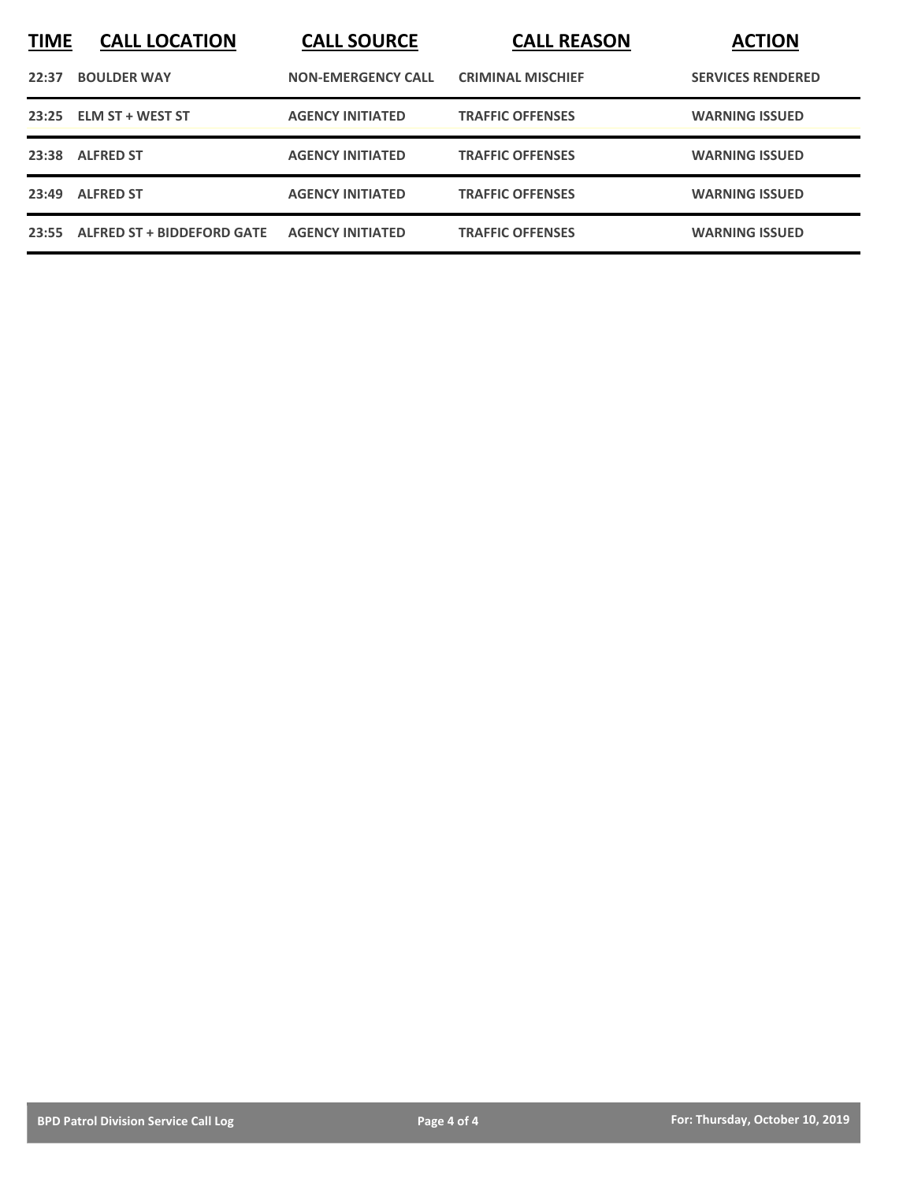| TIME | CALL LOCATION | CALL SOURCE | CALL REASON | ACTION |
|---|---|---|---|---|
| 22:37 | BOULDER WAY | NON-EMERGENCY CALL | CRIMINAL MISCHIEF | SERVICES RENDERED |
| 23:25 | ELM ST + WEST ST | AGENCY INITIATED | TRAFFIC OFFENSES | WARNING ISSUED |
| 23:38 | ALFRED ST | AGENCY INITIATED | TRAFFIC OFFENSES | WARNING ISSUED |
| 23:49 | ALFRED ST | AGENCY INITIATED | TRAFFIC OFFENSES | WARNING ISSUED |
| 23:55 | ALFRED ST + BIDDEFORD GATE | AGENCY INITIATED | TRAFFIC OFFENSES | WARNING ISSUED |